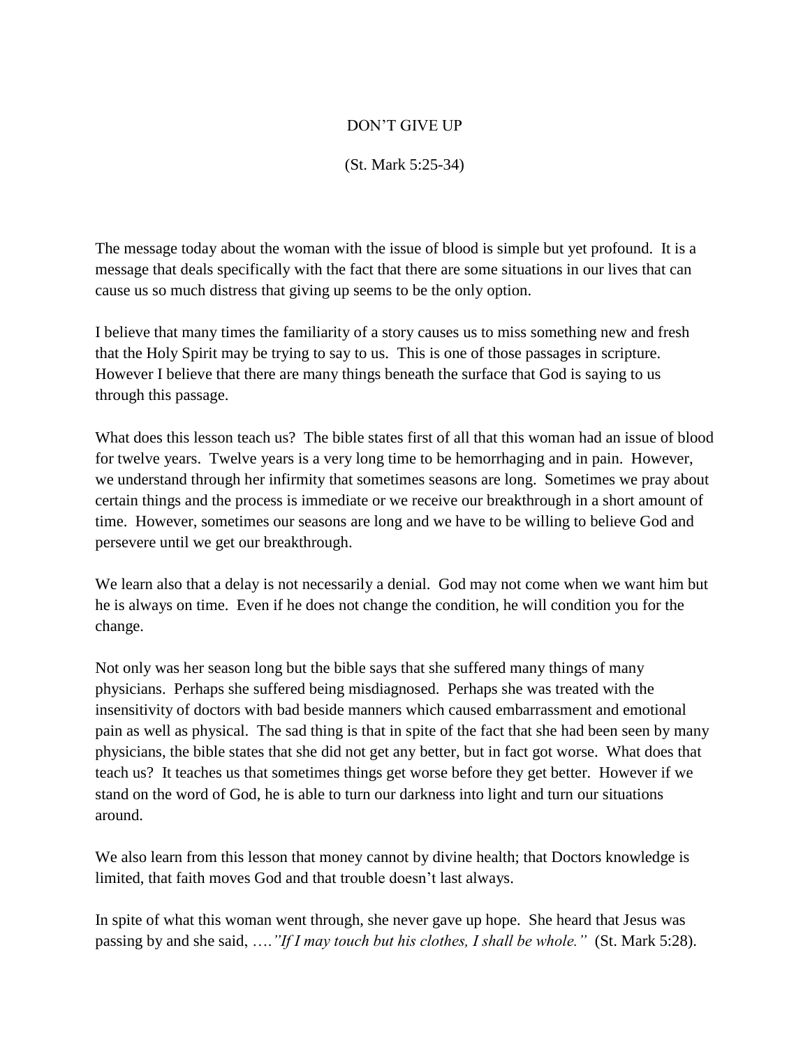# DON'T GIVE UP

(St. Mark 5:25-34)

The message today about the woman with the issue of blood is simple but yet profound. It is a message that deals specifically with the fact that there are some situations in our lives that can cause us so much distress that giving up seems to be the only option.

I believe that many times the familiarity of a story causes us to miss something new and fresh that the Holy Spirit may be trying to say to us. This is one of those passages in scripture. However I believe that there are many things beneath the surface that God is saying to us through this passage.

What does this lesson teach us? The bible states first of all that this woman had an issue of blood for twelve years. Twelve years is a very long time to be hemorrhaging and in pain. However, we understand through her infirmity that sometimes seasons are long. Sometimes we pray about certain things and the process is immediate or we receive our breakthrough in a short amount of time. However, sometimes our seasons are long and we have to be willing to believe God and persevere until we get our breakthrough.

We learn also that a delay is not necessarily a denial. God may not come when we want him but he is always on time. Even if he does not change the condition, he will condition you for the change.

Not only was her season long but the bible says that she suffered many things of many physicians. Perhaps she suffered being misdiagnosed. Perhaps she was treated with the insensitivity of doctors with bad beside manners which caused embarrassment and emotional pain as well as physical. The sad thing is that in spite of the fact that she had been seen by many physicians, the bible states that she did not get any better, but in fact got worse. What does that teach us? It teaches us that sometimes things get worse before they get better. However if we stand on the word of God, he is able to turn our darkness into light and turn our situations around.

We also learn from this lesson that money cannot by divine health; that Doctors knowledge is limited, that faith moves God and that trouble doesn't last always.

In spite of what this woman went through, she never gave up hope. She heard that Jesus was passing by and she said, ….*"If I may touch but his clothes, I shall be whole."* (St. Mark 5:28).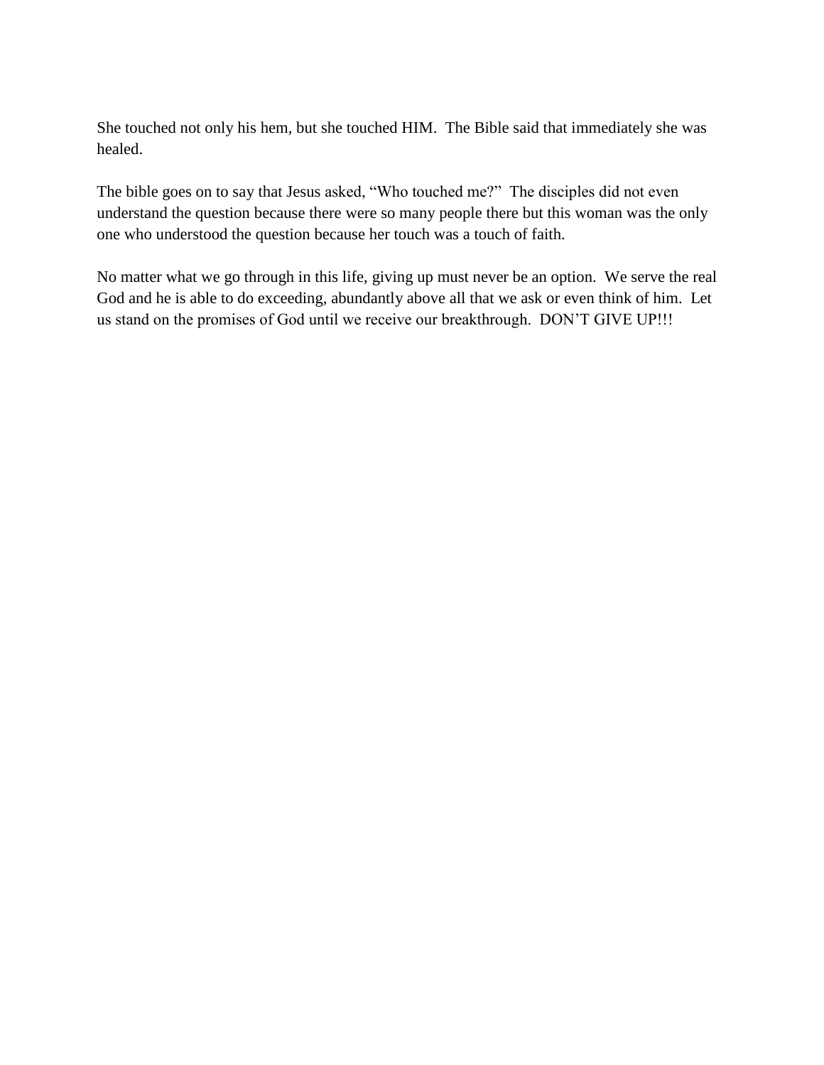She touched not only his hem, but she touched HIM.  The Bible said that immediately she was healed.

The bible goes on to say that Jesus asked, "Who touched me?"  The disciples did not even understand the question because there were so many people there but this woman was the only one who understood the question because her touch was a touch of faith.

No matter what we go through in this life, giving up must never be an option.  We serve the real God and he is able to do exceeding, abundantly above all that we ask or even think of him.  Let us stand on the promises of God until we receive our breakthrough.  DON'T GIVE UP!!!